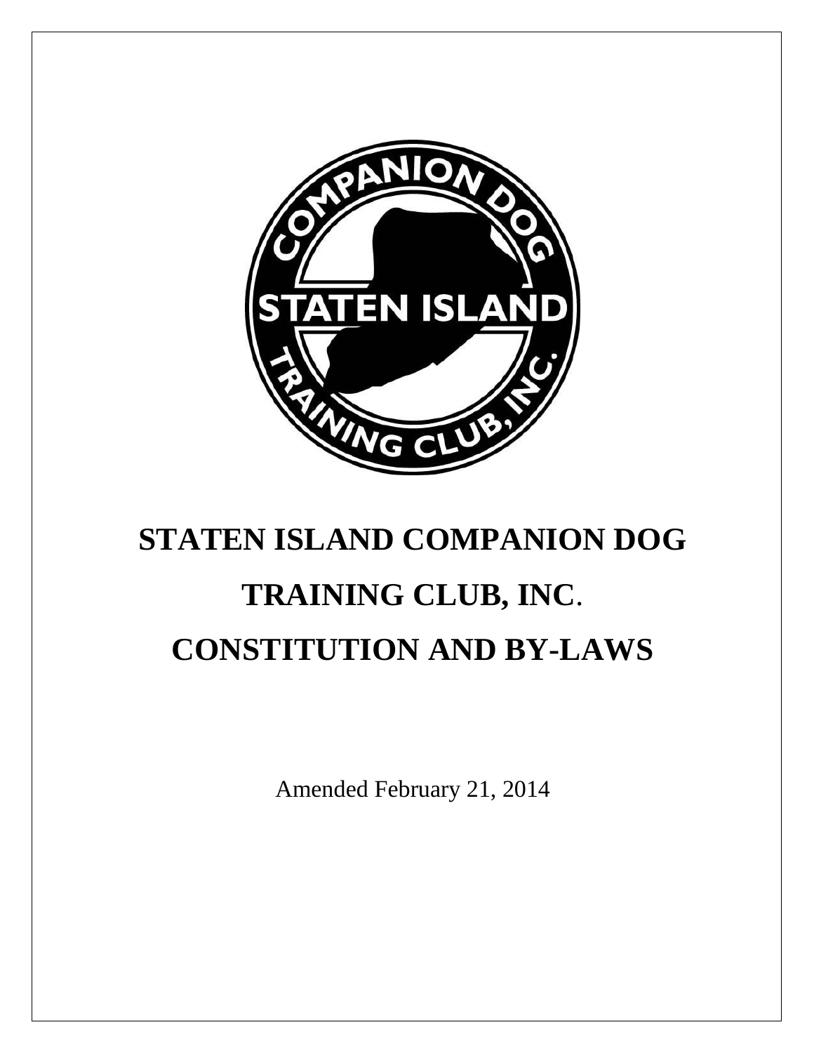# STATEN ISLAND COMPANION DOG TRAINING CLUB, INC.

# CONSTITUTION AND BY-LAWS

Amended February 21, 2014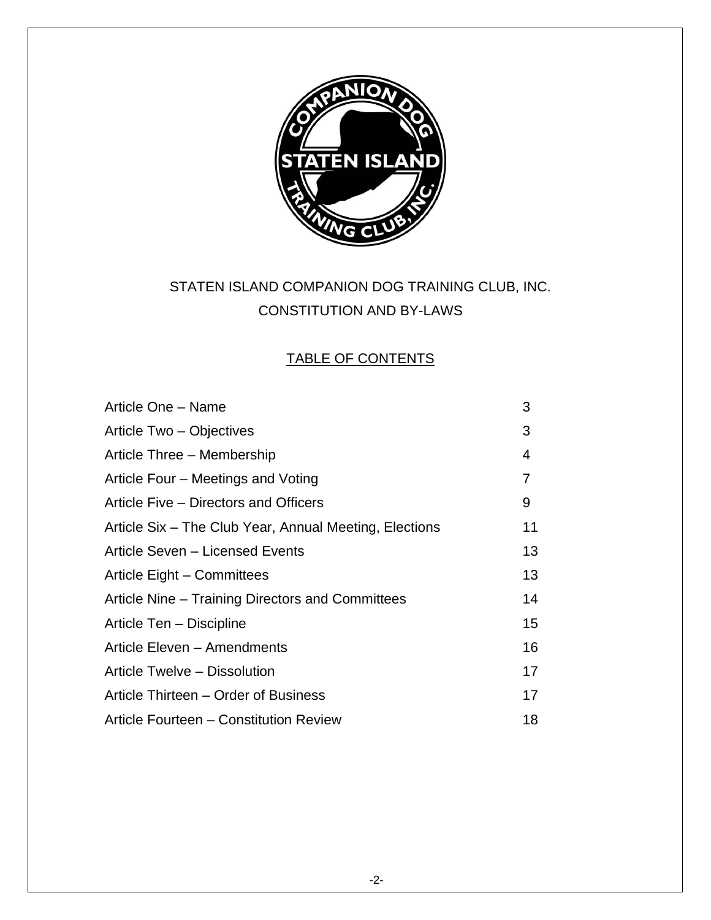STATEN ISLAND COMPANION DOG TRAINING CLUB, INC.

CONSTITUTION AND BY-LAWS

## TABLE OF CONTENTS

| | |
|---|---|
| Article One – Name | 3 |
| Article Two – Objectives | 3 |
| Article Three – Membership | 4 |
| Article Four – Meetings and Voting | 7 |
| Article Five – Directors and Officers | 9 |
| Article Six – The Club Year, Annual Meeting, Elections | 11 |
| Article Seven – Licensed Events | 13 |
| Article Eight – Committees | 13 |
| Article Nine – Training Directors and Committees | 14 |
| Article Ten – Discipline | 15 |
| Article Eleven – Amendments | 16 |
| Article Twelve – Dissolution | 17 |
| Article Thirteen – Order of Business | 17 |
| Article Fourteen – Constitution Review | 18 |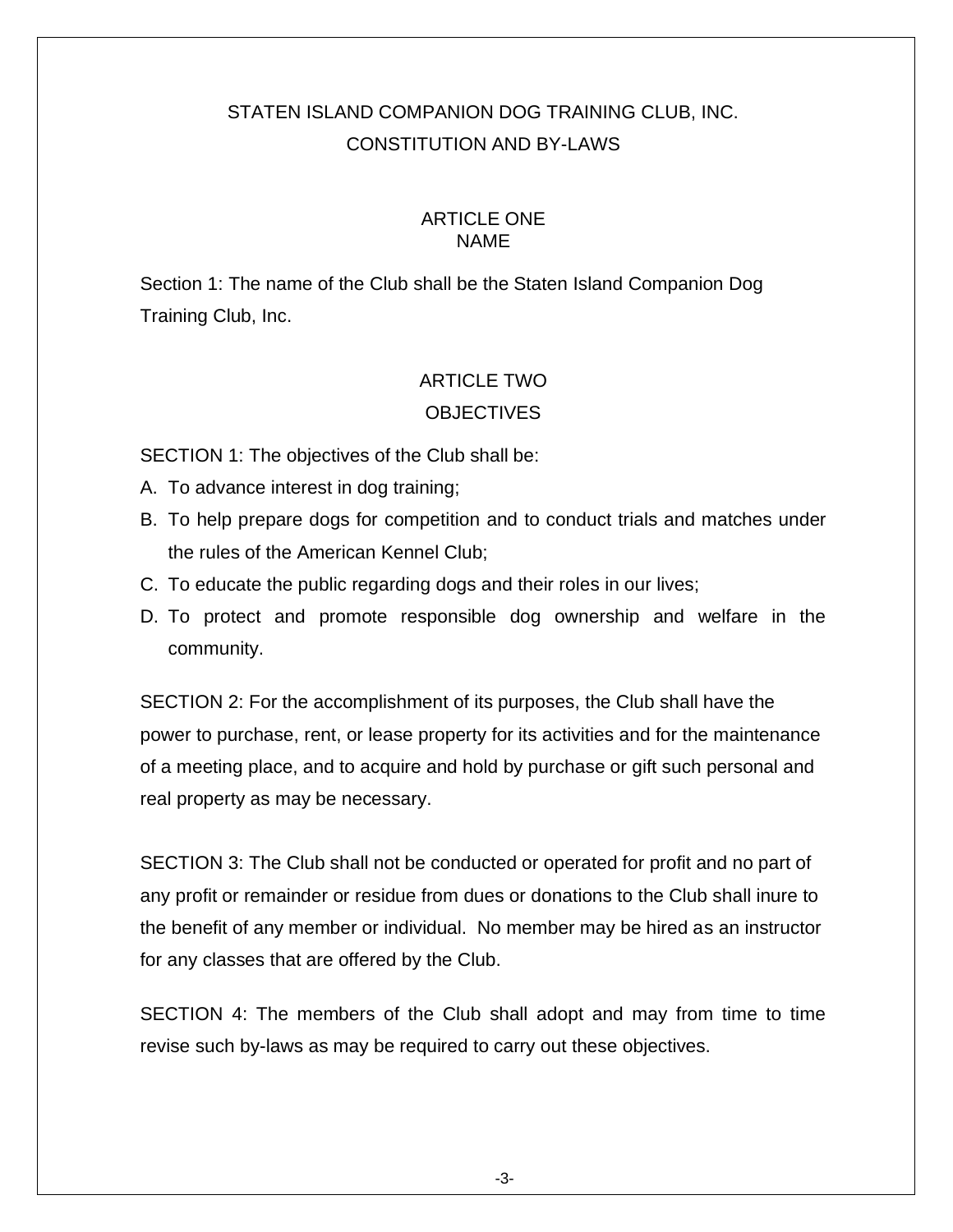# STATEN ISLAND COMPANION DOG TRAINING CLUB, INC.
# CONSTITUTION AND BY-LAWS

## ARTICLE ONE
## NAME

Section 1: The name of the Club shall be the Staten Island Companion Dog Training Club, Inc.

## ARTICLE TWO
## OBJECTIVES

SECTION 1: The objectives of the Club shall be:

A. To advance interest in dog training;
B. To help prepare dogs for competition and to conduct trials and matches under the rules of the American Kennel Club;
C. To educate the public regarding dogs and their roles in our lives;
D. To protect and promote responsible dog ownership and welfare in the community.

SECTION 2: For the accomplishment of its purposes, the Club shall have the power to purchase, rent, or lease property for its activities and for the maintenance of a meeting place, and to acquire and hold by purchase or gift such personal and real property as may be necessary.

SECTION 3: The Club shall not be conducted or operated for profit and no part of any profit or remainder or residue from dues or donations to the Club shall inure to the benefit of any member or individual. No member may be hired as an instructor for any classes that are offered by the Club.

SECTION 4: The members of the Club shall adopt and may from time to time revise such by-laws as may be required to carry out these objectives.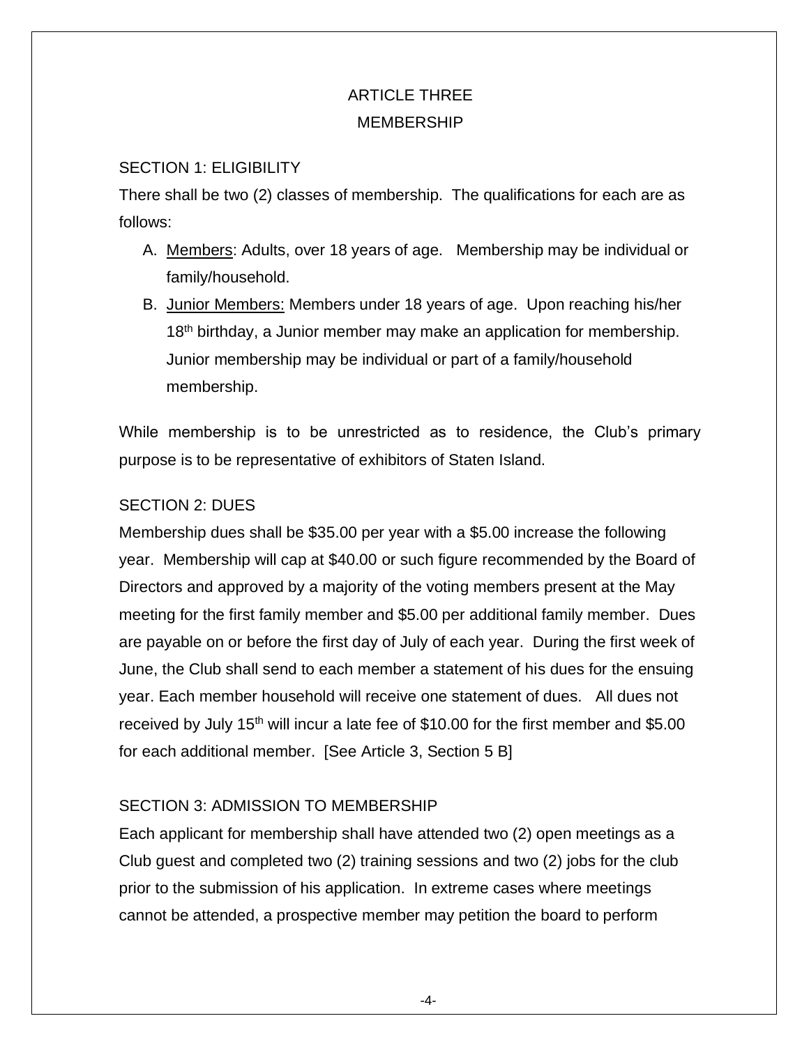# ARTICLE THREE
## MEMBERSHIP

SECTION 1: ELIGIBILITY

There shall be two (2) classes of membership. The qualifications for each are as follows:

A. Members: Adults, over 18 years of age. Membership may be individual or family/household.
B. Junior Members: Members under 18 years of age. Upon reaching his/her 18th birthday, a Junior member may make an application for membership. Junior membership may be individual or part of a family/household membership.

While membership is to be unrestricted as to residence, the Club's primary purpose is to be representative of exhibitors of Staten Island.

SECTION 2: DUES

Membership dues shall be $35.00 per year with a $5.00 increase the following year. Membership will cap at $40.00 or such figure recommended by the Board of Directors and approved by a majority of the voting members present at the May meeting for the first family member and $5.00 per additional family member. Dues are payable on or before the first day of July of each year. During the first week of June, the Club shall send to each member a statement of his dues for the ensuing year. Each member household will receive one statement of dues. All dues not received by July 15th will incur a late fee of $10.00 for the first member and $5.00 for each additional member. [See Article 3, Section 5 B]

SECTION 3: ADMISSION TO MEMBERSHIP

Each applicant for membership shall have attended two (2) open meetings as a Club guest and completed two (2) training sessions and two (2) jobs for the club prior to the submission of his application. In extreme cases where meetings cannot be attended, a prospective member may petition the board to perform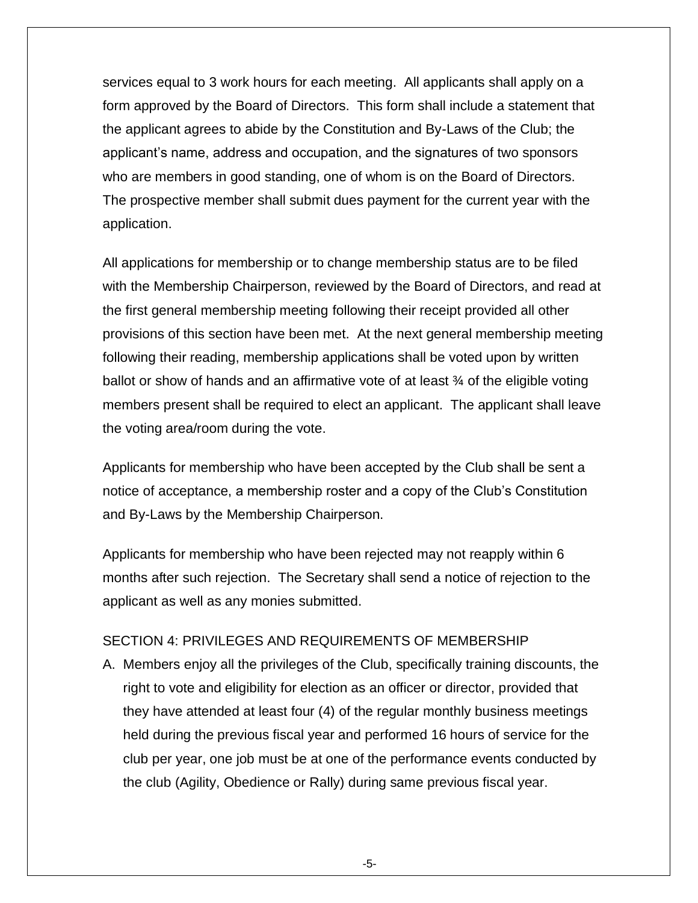services equal to 3 work hours for each meeting. All applicants shall apply on a form approved by the Board of Directors. This form shall include a statement that the applicant agrees to abide by the Constitution and By-Laws of the Club; the applicant's name, address and occupation, and the signatures of two sponsors who are members in good standing, one of whom is on the Board of Directors. The prospective member shall submit dues payment for the current year with the application.

All applications for membership or to change membership status are to be filed with the Membership Chairperson, reviewed by the Board of Directors, and read at the first general membership meeting following their receipt provided all other provisions of this section have been met. At the next general membership meeting following their reading, membership applications shall be voted upon by written ballot or show of hands and an affirmative vote of at least ¾ of the eligible voting members present shall be required to elect an applicant. The applicant shall leave the voting area/room during the vote.

Applicants for membership who have been accepted by the Club shall be sent a notice of acceptance, a membership roster and a copy of the Club's Constitution and By-Laws by the Membership Chairperson.

Applicants for membership who have been rejected may not reapply within 6 months after such rejection. The Secretary shall send a notice of rejection to the applicant as well as any monies submitted.

SECTION 4: PRIVILEGES AND REQUIREMENTS OF MEMBERSHIP

A. Members enjoy all the privileges of the Club, specifically training discounts, the right to vote and eligibility for election as an officer or director, provided that they have attended at least four (4) of the regular monthly business meetings held during the previous fiscal year and performed 16 hours of service for the club per year, one job must be at one of the performance events conducted by the club (Agility, Obedience or Rally) during same previous fiscal year.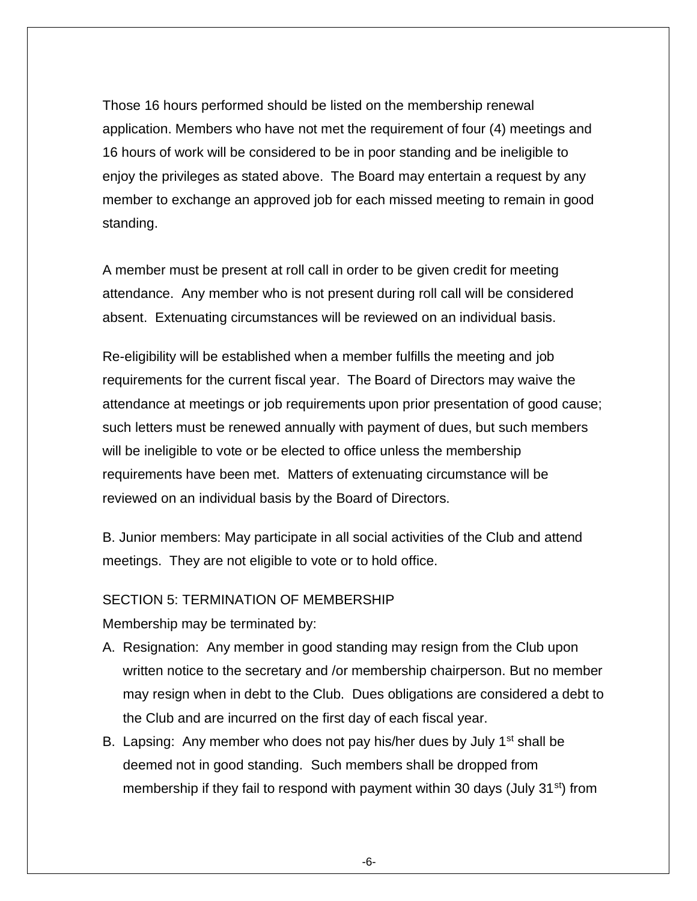Those 16 hours performed should be listed on the membership renewal application. Members who have not met the requirement of four (4) meetings and 16 hours of work will be considered to be in poor standing and be ineligible to enjoy the privileges as stated above. The Board may entertain a request by any member to exchange an approved job for each missed meeting to remain in good standing.

A member must be present at roll call in order to be given credit for meeting attendance. Any member who is not present during roll call will be considered absent. Extenuating circumstances will be reviewed on an individual basis.

Re-eligibility will be established when a member fulfills the meeting and job requirements for the current fiscal year. The Board of Directors may waive the attendance at meetings or job requirements upon prior presentation of good cause; such letters must be renewed annually with payment of dues, but such members will be ineligible to vote or be elected to office unless the membership requirements have been met. Matters of extenuating circumstance will be reviewed on an individual basis by the Board of Directors.

B. Junior members: May participate in all social activities of the Club and attend meetings. They are not eligible to vote or to hold office.

SECTION 5: TERMINATION OF MEMBERSHIP

Membership may be terminated by:

A. Resignation: Any member in good standing may resign from the Club upon written notice to the secretary and /or membership chairperson. But no member may resign when in debt to the Club. Dues obligations are considered a debt to the Club and are incurred on the first day of each fiscal year.
B. Lapsing: Any member who does not pay his/her dues by July 1st shall be deemed not in good standing. Such members shall be dropped from membership if they fail to respond with payment within 30 days (July 31st) from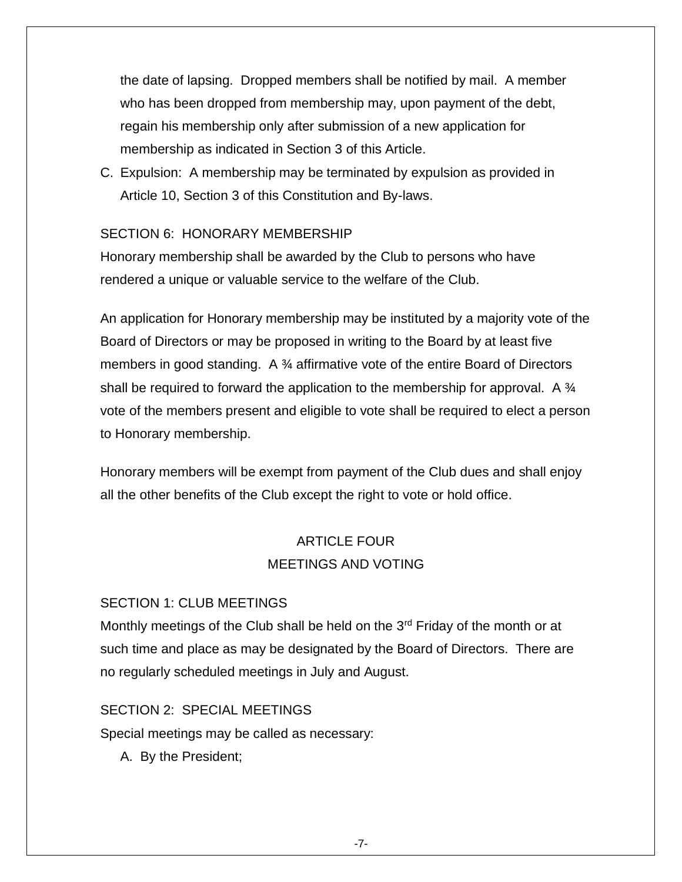the date of lapsing. Dropped members shall be notified by mail. A member who has been dropped from membership may, upon payment of the debt, regain his membership only after submission of a new application for membership as indicated in Section 3 of this Article.

C. Expulsion: A membership may be terminated by expulsion as provided in Article 10, Section 3 of this Constitution and By-laws.

SECTION 6: HONORARY MEMBERSHIP

Honorary membership shall be awarded by the Club to persons who have rendered a unique or valuable service to the welfare of the Club.

An application for Honorary membership may be instituted by a majority vote of the Board of Directors or may be proposed in writing to the Board by at least five members in good standing. A ¾ affirmative vote of the entire Board of Directors shall be required to forward the application to the membership for approval. A ¾ vote of the members present and eligible to vote shall be required to elect a person to Honorary membership.

Honorary members will be exempt from payment of the Club dues and shall enjoy all the other benefits of the Club except the right to vote or hold office.

## ARTICLE FOUR
## MEETINGS AND VOTING

SECTION 1: CLUB MEETINGS

Monthly meetings of the Club shall be held on the 3rd Friday of the month or at such time and place as may be designated by the Board of Directors. There are no regularly scheduled meetings in July and August.

SECTION 2: SPECIAL MEETINGS

Special meetings may be called as necessary:

A. By the President;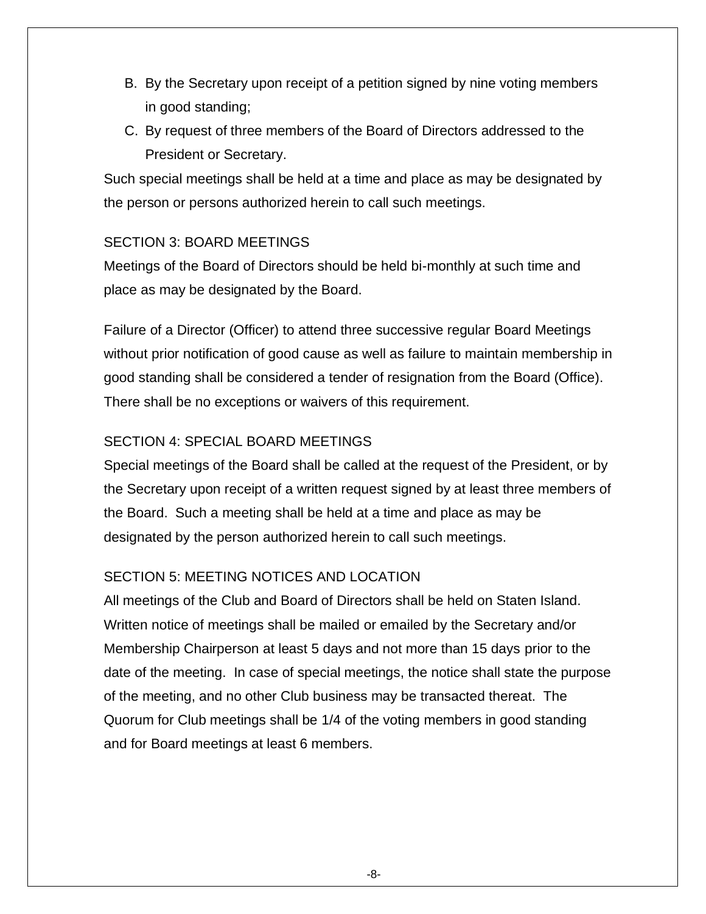B. By the Secretary upon receipt of a petition signed by nine voting members in good standing;

C. By request of three members of the Board of Directors addressed to the President or Secretary.

Such special meetings shall be held at a time and place as may be designated by the person or persons authorized herein to call such meetings.

SECTION 3: BOARD MEETINGS

Meetings of the Board of Directors should be held bi-monthly at such time and place as may be designated by the Board.

Failure of a Director (Officer) to attend three successive regular Board Meetings without prior notification of good cause as well as failure to maintain membership in good standing shall be considered a tender of resignation from the Board (Office). There shall be no exceptions or waivers of this requirement.

SECTION 4: SPECIAL BOARD MEETINGS

Special meetings of the Board shall be called at the request of the President, or by the Secretary upon receipt of a written request signed by at least three members of the Board. Such a meeting shall be held at a time and place as may be designated by the person authorized herein to call such meetings.

SECTION 5: MEETING NOTICES AND LOCATION

All meetings of the Club and Board of Directors shall be held on Staten Island. Written notice of meetings shall be mailed or emailed by the Secretary and/or Membership Chairperson at least 5 days and not more than 15 days prior to the date of the meeting. In case of special meetings, the notice shall state the purpose of the meeting, and no other Club business may be transacted thereat. The Quorum for Club meetings shall be 1/4 of the voting members in good standing and for Board meetings at least 6 members.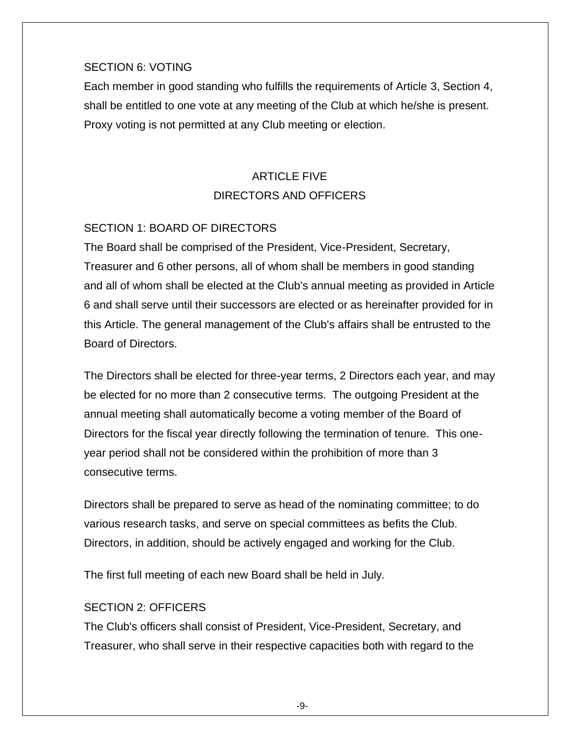### SECTION 6: VOTING

Each member in good standing who fulfills the requirements of Article 3, Section 4, shall be entitled to one vote at any meeting of the Club at which he/she is present. Proxy voting is not permitted at any Club meeting or election.

## ARTICLE FIVE
## DIRECTORS AND OFFICERS

### SECTION 1: BOARD OF DIRECTORS

The Board shall be comprised of the President, Vice-President, Secretary, Treasurer and 6 other persons, all of whom shall be members in good standing and all of whom shall be elected at the Club's annual meeting as provided in Article 6 and shall serve until their successors are elected or as hereinafter provided for in this Article. The general management of the Club's affairs shall be entrusted to the Board of Directors.

The Directors shall be elected for three-year terms, 2 Directors each year, and may be elected for no more than 2 consecutive terms. The outgoing President at the annual meeting shall automatically become a voting member of the Board of Directors for the fiscal year directly following the termination of tenure. This one-year period shall not be considered within the prohibition of more than 3 consecutive terms.

Directors shall be prepared to serve as head of the nominating committee; to do various research tasks, and serve on special committees as befits the Club. Directors, in addition, should be actively engaged and working for the Club.

The first full meeting of each new Board shall be held in July.

### SECTION 2: OFFICERS

The Club's officers shall consist of President, Vice-President, Secretary, and Treasurer, who shall serve in their respective capacities both with regard to the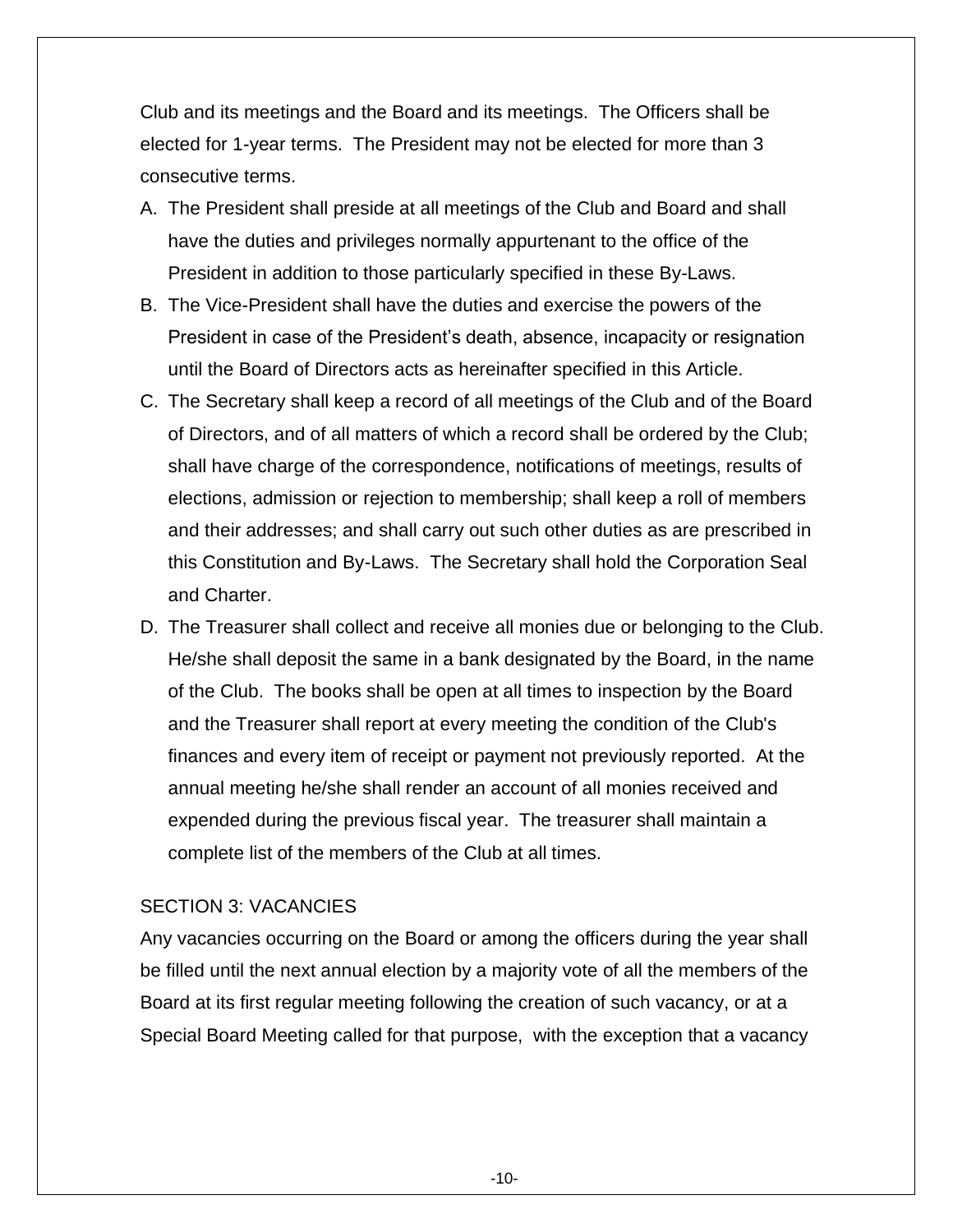Club and its meetings and the Board and its meetings. The Officers shall be elected for 1-year terms. The President may not be elected for more than 3 consecutive terms.

A. The President shall preside at all meetings of the Club and Board and shall have the duties and privileges normally appurtenant to the office of the President in addition to those particularly specified in these By-Laws.
B. The Vice-President shall have the duties and exercise the powers of the President in case of the President's death, absence, incapacity or resignation until the Board of Directors acts as hereinafter specified in this Article.
C. The Secretary shall keep a record of all meetings of the Club and of the Board of Directors, and of all matters of which a record shall be ordered by the Club; shall have charge of the correspondence, notifications of meetings, results of elections, admission or rejection to membership; shall keep a roll of members and their addresses; and shall carry out such other duties as are prescribed in this Constitution and By-Laws. The Secretary shall hold the Corporation Seal and Charter.
D. The Treasurer shall collect and receive all monies due or belonging to the Club. He/she shall deposit the same in a bank designated by the Board, in the name of the Club. The books shall be open at all times to inspection by the Board and the Treasurer shall report at every meeting the condition of the Club's finances and every item of receipt or payment not previously reported. At the annual meeting he/she shall render an account of all monies received and expended during the previous fiscal year. The treasurer shall maintain a complete list of the members of the Club at all times.

SECTION 3: VACANCIES

Any vacancies occurring on the Board or among the officers during the year shall be filled until the next annual election by a majority vote of all the members of the Board at its first regular meeting following the creation of such vacancy, or at a Special Board Meeting called for that purpose, with the exception that a vacancy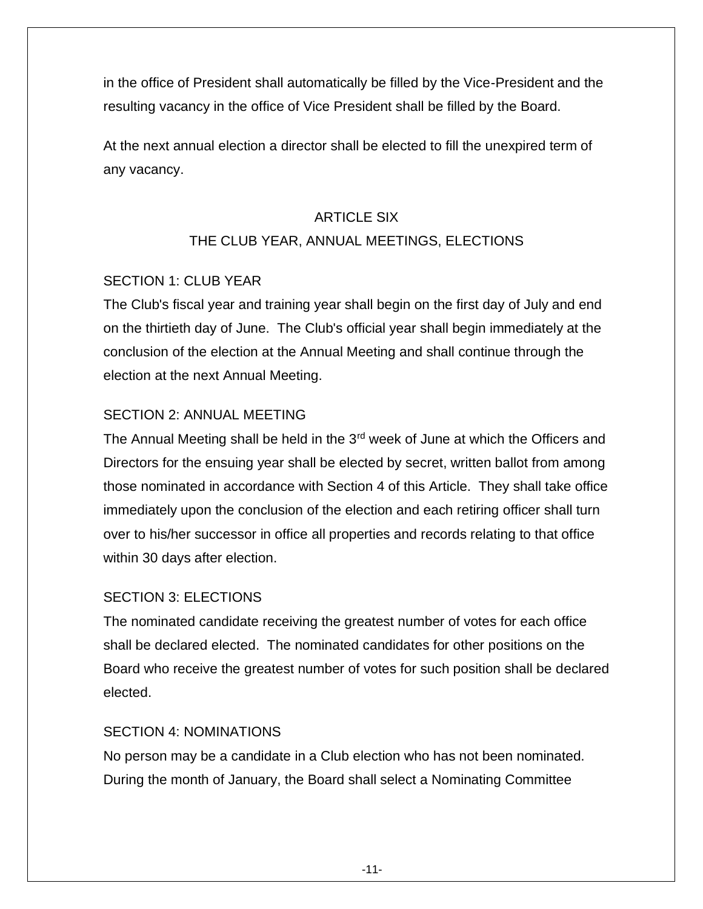in the office of President shall automatically be filled by the Vice-President and the resulting vacancy in the office of Vice President shall be filled by the Board.

At the next annual election a director shall be elected to fill the unexpired term of any vacancy.

## ARTICLE SIX
## THE CLUB YEAR, ANNUAL MEETINGS, ELECTIONS

### SECTION 1: CLUB YEAR

The Club's fiscal year and training year shall begin on the first day of July and end on the thirtieth day of June. The Club's official year shall begin immediately at the conclusion of the election at the Annual Meeting and shall continue through the election at the next Annual Meeting.

### SECTION 2: ANNUAL MEETING

The Annual Meeting shall be held in the 3rd week of June at which the Officers and Directors for the ensuing year shall be elected by secret, written ballot from among those nominated in accordance with Section 4 of this Article. They shall take office immediately upon the conclusion of the election and each retiring officer shall turn over to his/her successor in office all properties and records relating to that office within 30 days after election.

### SECTION 3: ELECTIONS

The nominated candidate receiving the greatest number of votes for each office shall be declared elected. The nominated candidates for other positions on the Board who receive the greatest number of votes for such position shall be declared elected.

### SECTION 4: NOMINATIONS

No person may be a candidate in a Club election who has not been nominated. During the month of January, the Board shall select a Nominating Committee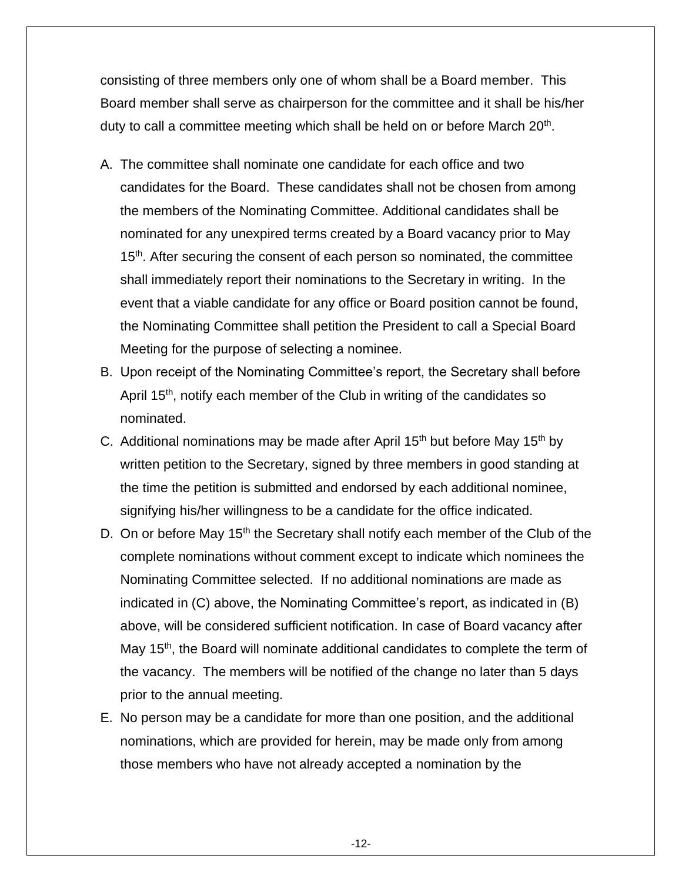consisting of three members only one of whom shall be a Board member. This Board member shall serve as chairperson for the committee and it shall be his/her duty to call a committee meeting which shall be held on or before March 20th.

A. The committee shall nominate one candidate for each office and two candidates for the Board. These candidates shall not be chosen from among the members of the Nominating Committee. Additional candidates shall be nominated for any unexpired terms created by a Board vacancy prior to May 15th. After securing the consent of each person so nominated, the committee shall immediately report their nominations to the Secretary in writing. In the event that a viable candidate for any office or Board position cannot be found, the Nominating Committee shall petition the President to call a Special Board Meeting for the purpose of selecting a nominee.
B. Upon receipt of the Nominating Committee's report, the Secretary shall before April 15th, notify each member of the Club in writing of the candidates so nominated.
C. Additional nominations may be made after April 15th but before May 15th by written petition to the Secretary, signed by three members in good standing at the time the petition is submitted and endorsed by each additional nominee, signifying his/her willingness to be a candidate for the office indicated.
D. On or before May 15th the Secretary shall notify each member of the Club of the complete nominations without comment except to indicate which nominees the Nominating Committee selected. If no additional nominations are made as indicated in (C) above, the Nominating Committee's report, as indicated in (B) above, will be considered sufficient notification. In case of Board vacancy after May 15th, the Board will nominate additional candidates to complete the term of the vacancy. The members will be notified of the change no later than 5 days prior to the annual meeting.
E. No person may be a candidate for more than one position, and the additional nominations, which are provided for herein, may be made only from among those members who have not already accepted a nomination by the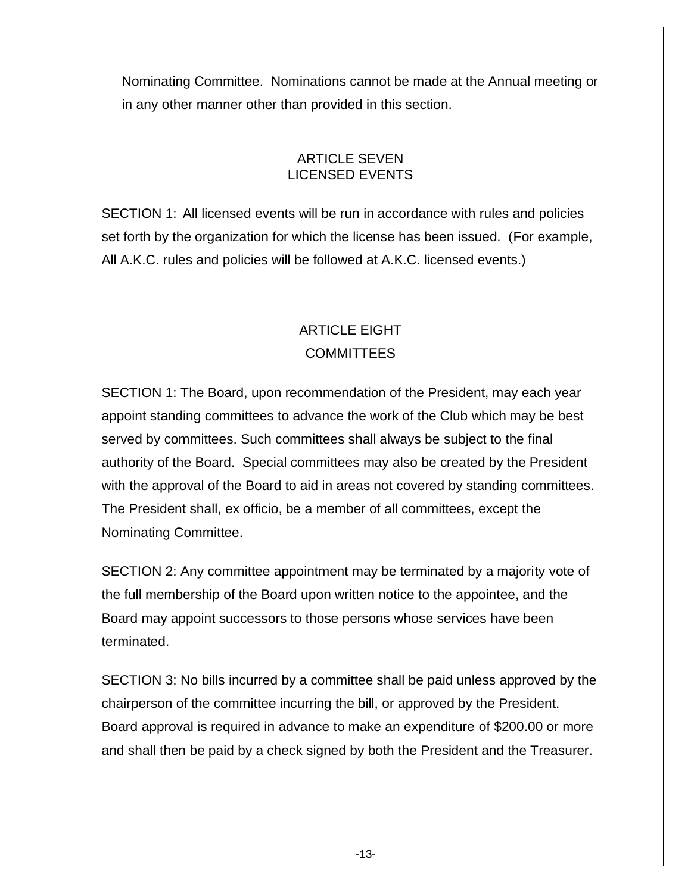Nominating Committee. Nominations cannot be made at the Annual meeting or in any other manner other than provided in this section.

## ARTICLE SEVEN
## LICENSED EVENTS

SECTION 1: All licensed events will be run in accordance with rules and policies set forth by the organization for which the license has been issued. (For example, All A.K.C. rules and policies will be followed at A.K.C. licensed events.)

## ARTICLE EIGHT
## COMMITTEES

SECTION 1: The Board, upon recommendation of the President, may each year appoint standing committees to advance the work of the Club which may be best served by committees. Such committees shall always be subject to the final authority of the Board. Special committees may also be created by the President with the approval of the Board to aid in areas not covered by standing committees. The President shall, ex officio, be a member of all committees, except the Nominating Committee.

SECTION 2: Any committee appointment may be terminated by a majority vote of the full membership of the Board upon written notice to the appointee, and the Board may appoint successors to those persons whose services have been terminated.

SECTION 3: No bills incurred by a committee shall be paid unless approved by the chairperson of the committee incurring the bill, or approved by the President. Board approval is required in advance to make an expenditure of $200.00 or more and shall then be paid by a check signed by both the President and the Treasurer.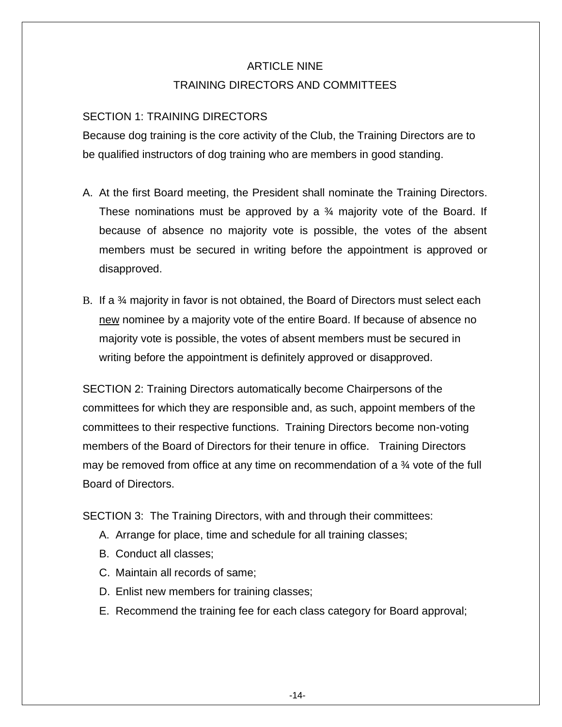# ARTICLE NINE
## TRAINING DIRECTORS AND COMMITTEES

SECTION 1: TRAINING DIRECTORS

Because dog training is the core activity of the Club, the Training Directors are to be qualified instructors of dog training who are members in good standing.

A. At the first Board meeting, the President shall nominate the Training Directors. These nominations must be approved by a ¾ majority vote of the Board. If because of absence no majority vote is possible, the votes of the absent members must be secured in writing before the appointment is approved or disapproved.

B. If a ¾ majority in favor is not obtained, the Board of Directors must select each <u>new</u> nominee by a majority vote of the entire Board. If because of absence no majority vote is possible, the votes of absent members must be secured in writing before the appointment is definitely approved or disapproved.

SECTION 2: Training Directors automatically become Chairpersons of the committees for which they are responsible and, as such, appoint members of the committees to their respective functions. Training Directors become non-voting members of the Board of Directors for their tenure in office. Training Directors may be removed from office at any time on recommendation of a ¾ vote of the full Board of Directors.

SECTION 3: The Training Directors, with and through their committees:

A. Arrange for place, time and schedule for all training classes;
B. Conduct all classes;
C. Maintain all records of same;
D. Enlist new members for training classes;
E. Recommend the training fee for each class category for Board approval;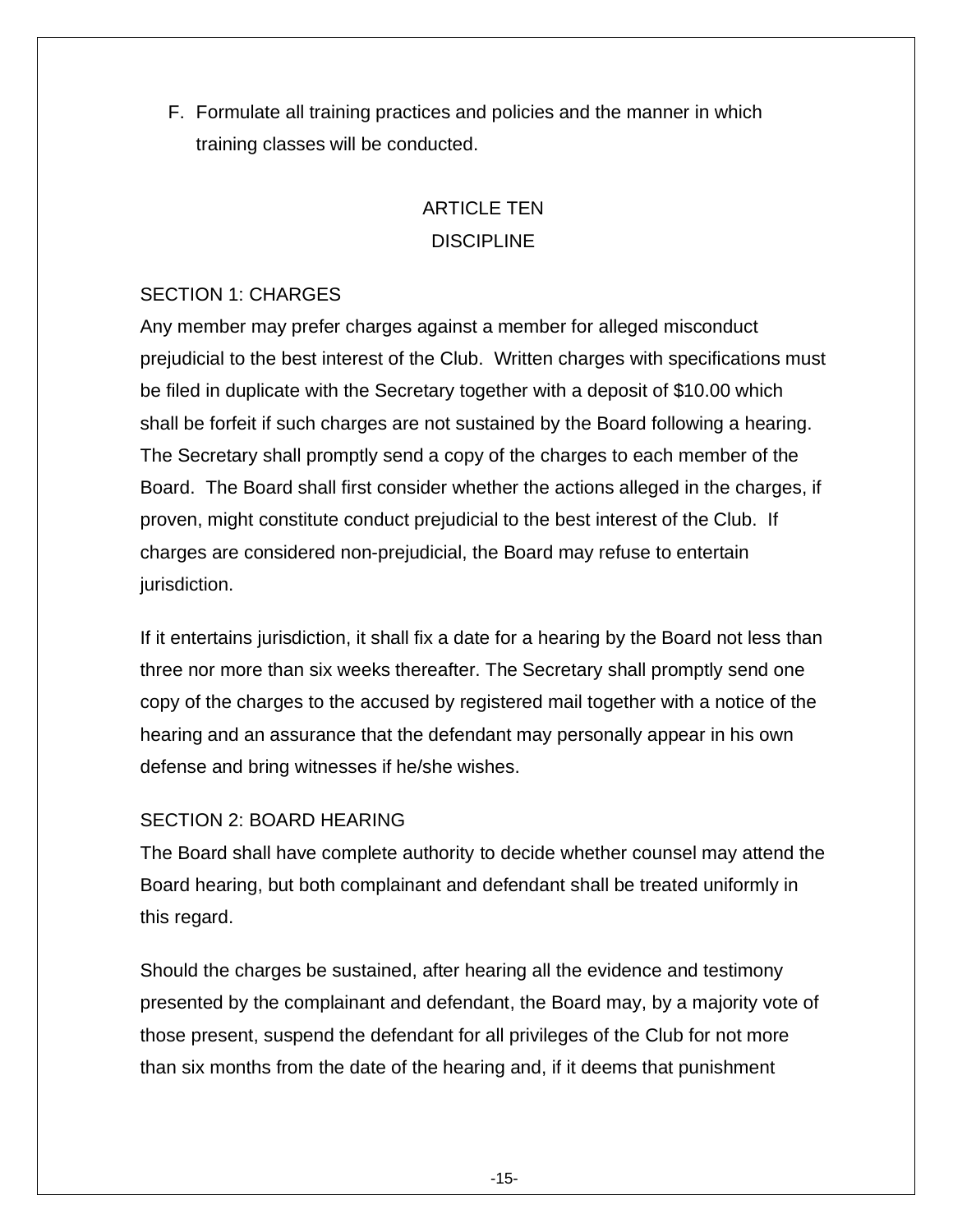F. Formulate all training practices and policies and the manner in which training classes will be conducted.

# ARTICLE TEN
# DISCIPLINE

## SECTION 1: CHARGES

Any member may prefer charges against a member for alleged misconduct prejudicial to the best interest of the Club. Written charges with specifications must be filed in duplicate with the Secretary together with a deposit of $10.00 which shall be forfeit if such charges are not sustained by the Board following a hearing. The Secretary shall promptly send a copy of the charges to each member of the Board. The Board shall first consider whether the actions alleged in the charges, if proven, might constitute conduct prejudicial to the best interest of the Club. If charges are considered non-prejudicial, the Board may refuse to entertain jurisdiction.

If it entertains jurisdiction, it shall fix a date for a hearing by the Board not less than three nor more than six weeks thereafter. The Secretary shall promptly send one copy of the charges to the accused by registered mail together with a notice of the hearing and an assurance that the defendant may personally appear in his own defense and bring witnesses if he/she wishes.

## SECTION 2: BOARD HEARING

The Board shall have complete authority to decide whether counsel may attend the Board hearing, but both complainant and defendant shall be treated uniformly in this regard.

Should the charges be sustained, after hearing all the evidence and testimony presented by the complainant and defendant, the Board may, by a majority vote of those present, suspend the defendant for all privileges of the Club for not more than six months from the date of the hearing and, if it deems that punishment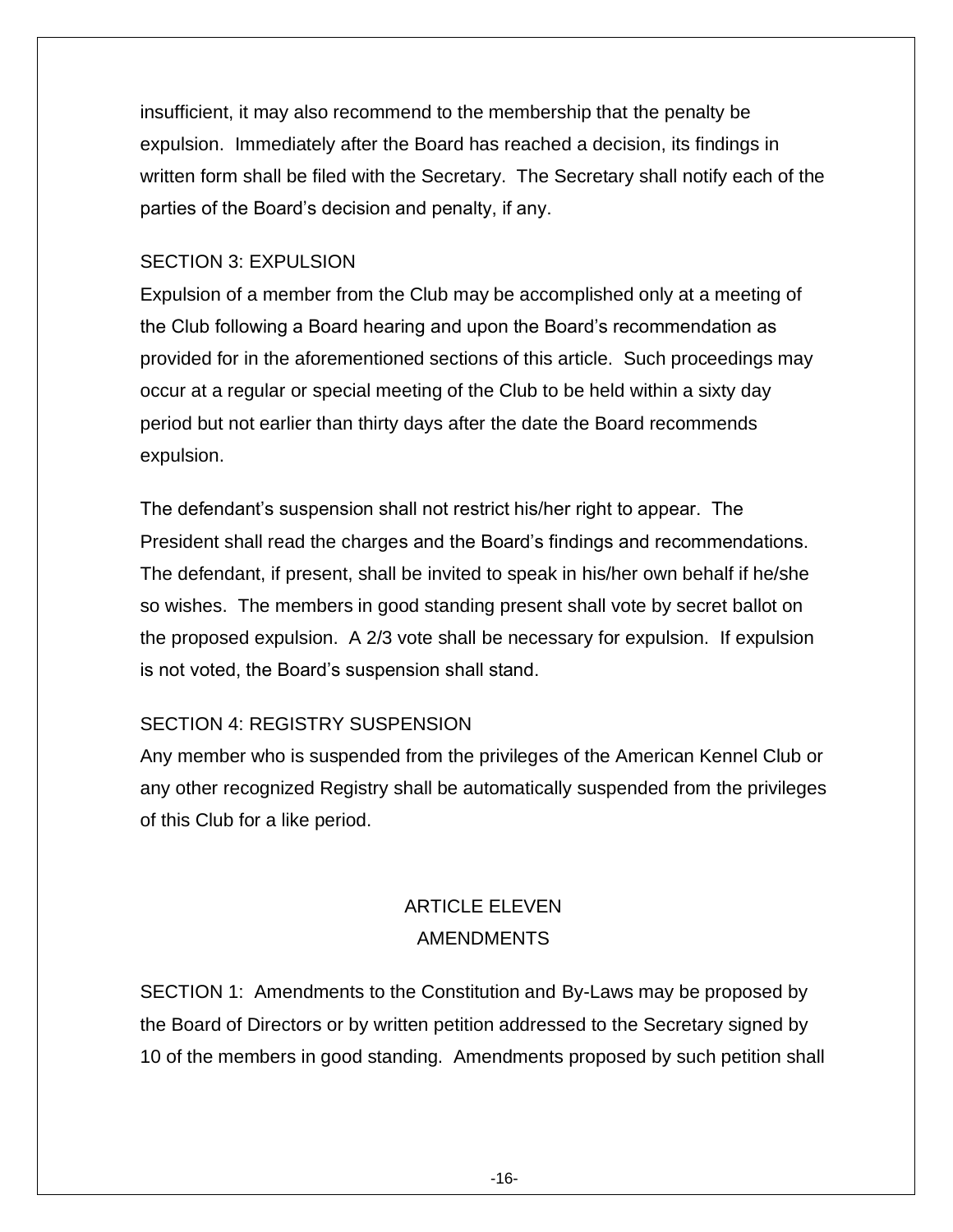insufficient, it may also recommend to the membership that the penalty be expulsion. Immediately after the Board has reached a decision, its findings in written form shall be filed with the Secretary. The Secretary shall notify each of the parties of the Board's decision and penalty, if any.

SECTION 3: EXPULSION

Expulsion of a member from the Club may be accomplished only at a meeting of the Club following a Board hearing and upon the Board's recommendation as provided for in the aforementioned sections of this article. Such proceedings may occur at a regular or special meeting of the Club to be held within a sixty day period but not earlier than thirty days after the date the Board recommends expulsion.

The defendant's suspension shall not restrict his/her right to appear. The President shall read the charges and the Board's findings and recommendations. The defendant, if present, shall be invited to speak in his/her own behalf if he/she so wishes. The members in good standing present shall vote by secret ballot on the proposed expulsion. A 2/3 vote shall be necessary for expulsion. If expulsion is not voted, the Board's suspension shall stand.

SECTION 4: REGISTRY SUSPENSION

Any member who is suspended from the privileges of the American Kennel Club or any other recognized Registry shall be automatically suspended from the privileges of this Club for a like period.

## ARTICLE ELEVEN
## AMENDMENTS

SECTION 1: Amendments to the Constitution and By-Laws may be proposed by the Board of Directors or by written petition addressed to the Secretary signed by 10 of the members in good standing. Amendments proposed by such petition shall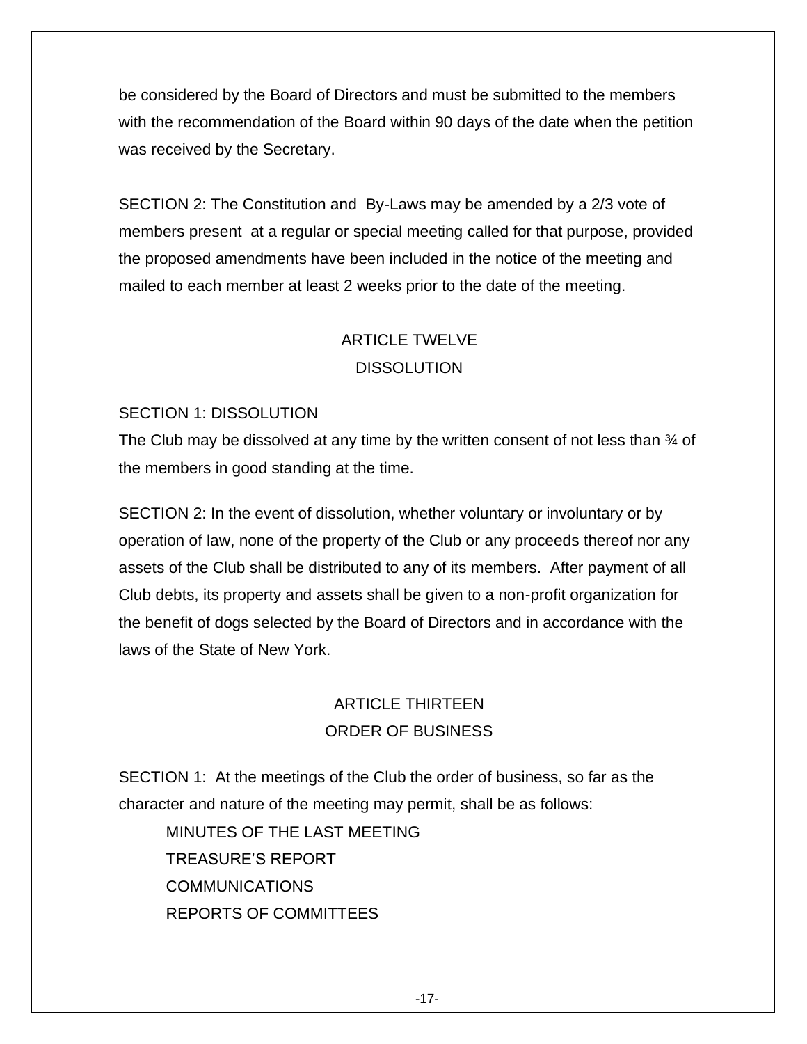be considered by the Board of Directors and must be submitted to the members with the recommendation of the Board within 90 days of the date when the petition was received by the Secretary.

SECTION 2: The Constitution and By-Laws may be amended by a 2/3 vote of members present at a regular or special meeting called for that purpose, provided the proposed amendments have been included in the notice of the meeting and mailed to each member at least 2 weeks prior to the date of the meeting.

## ARTICLE TWELVE
## DISSOLUTION

SECTION 1: DISSOLUTION

The Club may be dissolved at any time by the written consent of not less than ¾ of the members in good standing at the time.

SECTION 2: In the event of dissolution, whether voluntary or involuntary or by operation of law, none of the property of the Club or any proceeds thereof nor any assets of the Club shall be distributed to any of its members. After payment of all Club debts, its property and assets shall be given to a non-profit organization for the benefit of dogs selected by the Board of Directors and in accordance with the laws of the State of New York.

## ARTICLE THIRTEEN
## ORDER OF BUSINESS

SECTION 1: At the meetings of the Club the order of business, so far as the character and nature of the meeting may permit, shall be as follows:

MINUTES OF THE LAST MEETING
TREASURE'S REPORT
COMMUNICATIONS
REPORTS OF COMMITTEES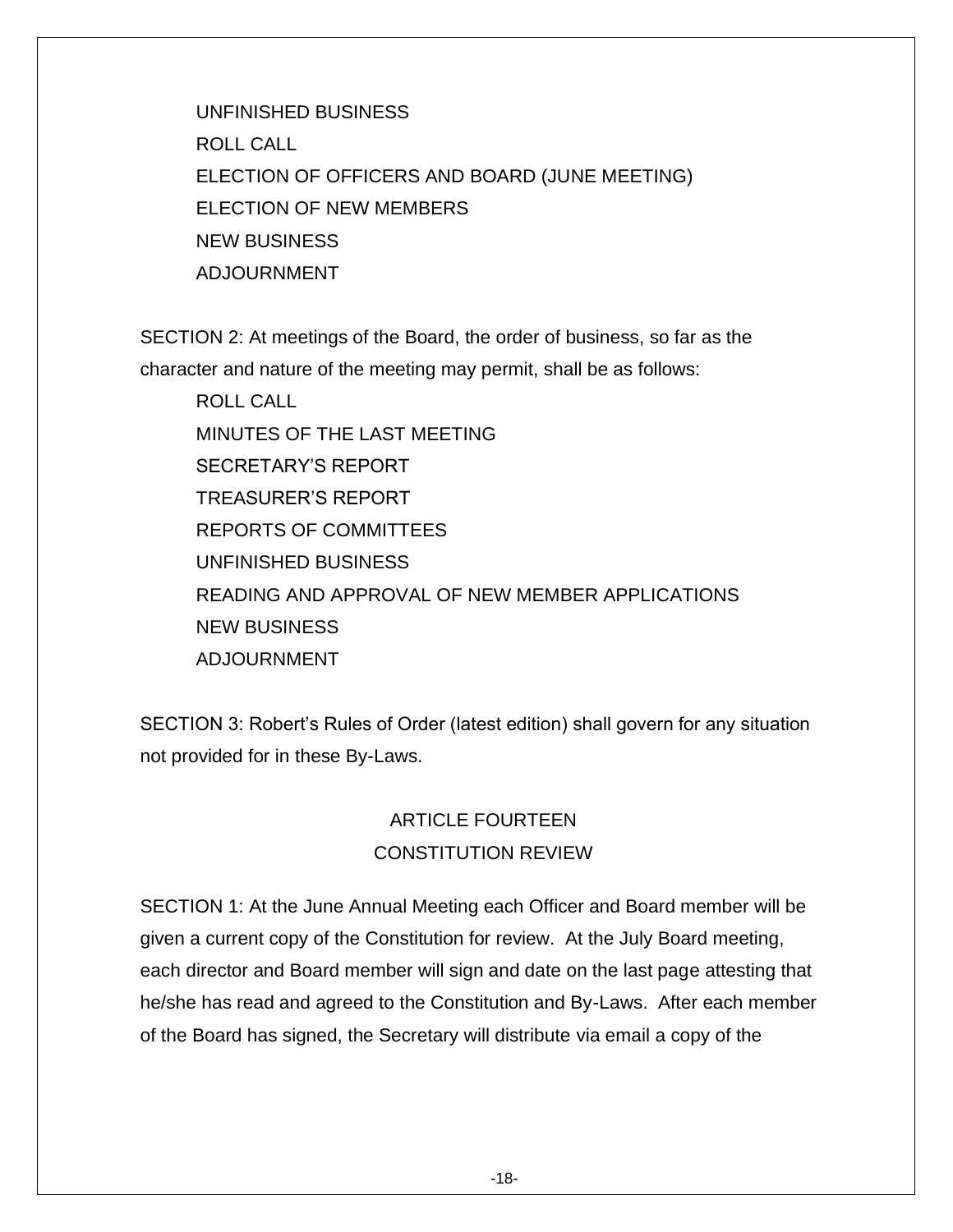UNFINISHED BUSINESS
ROLL CALL
ELECTION OF OFFICERS AND BOARD (JUNE MEETING)
ELECTION OF NEW MEMBERS
NEW BUSINESS
ADJOURNMENT

SECTION 2: At meetings of the Board, the order of business, so far as the character and nature of the meeting may permit, shall be as follows:

ROLL CALL
MINUTES OF THE LAST MEETING
SECRETARY'S REPORT
TREASURER'S REPORT
REPORTS OF COMMITTEES
UNFINISHED BUSINESS
READING AND APPROVAL OF NEW MEMBER APPLICATIONS
NEW BUSINESS
ADJOURNMENT

SECTION 3: Robert's Rules of Order (latest edition) shall govern for any situation not provided for in these By-Laws.

## ARTICLE FOURTEEN
## CONSTITUTION REVIEW

SECTION 1: At the June Annual Meeting each Officer and Board member will be given a current copy of the Constitution for review. At the July Board meeting, each director and Board member will sign and date on the last page attesting that he/she has read and agreed to the Constitution and By-Laws. After each member of the Board has signed, the Secretary will distribute via email a copy of the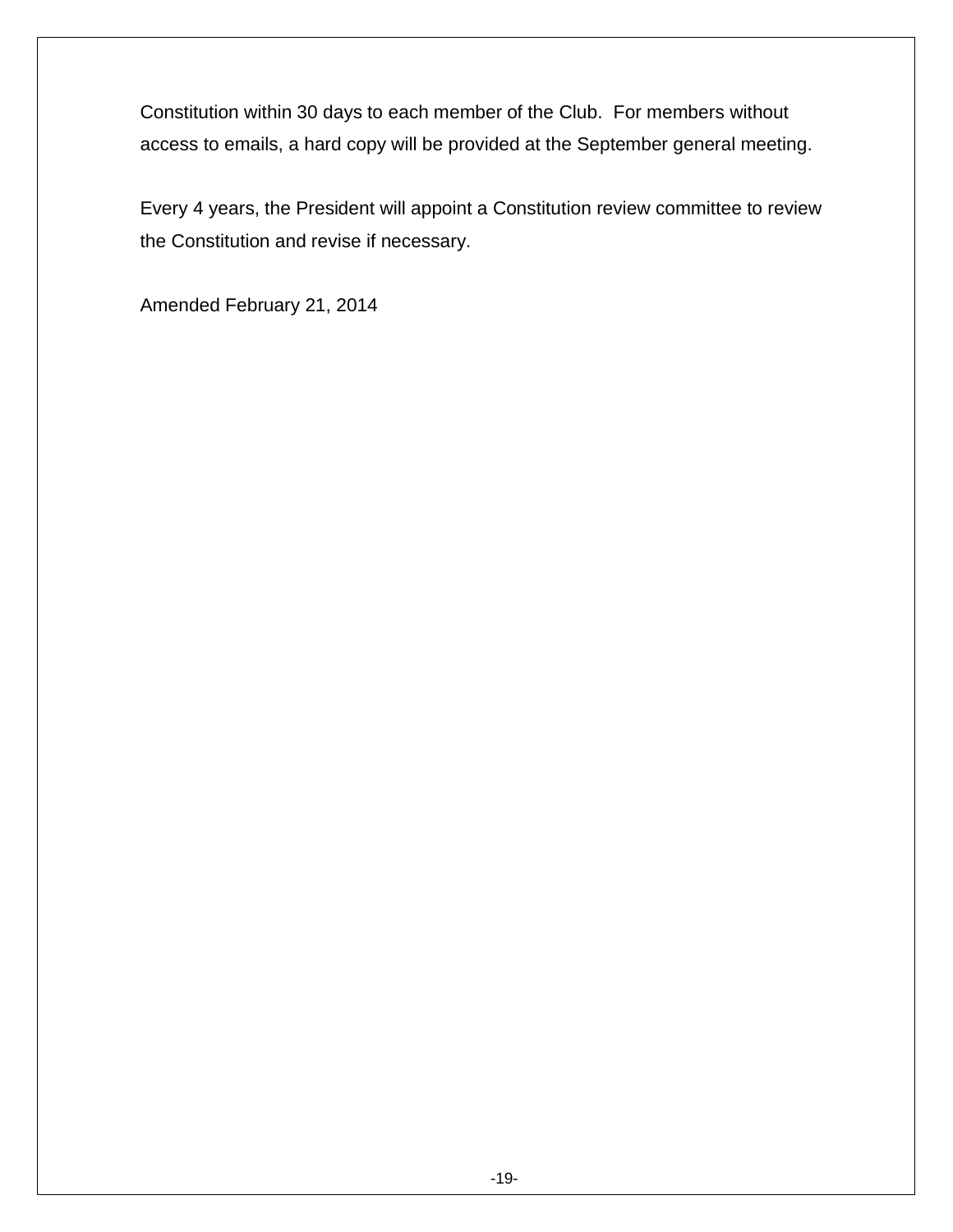Constitution within 30 days to each member of the Club. For members without access to emails, a hard copy will be provided at the September general meeting.

Every 4 years, the President will appoint a Constitution review committee to review the Constitution and revise if necessary.

Amended February 21, 2014